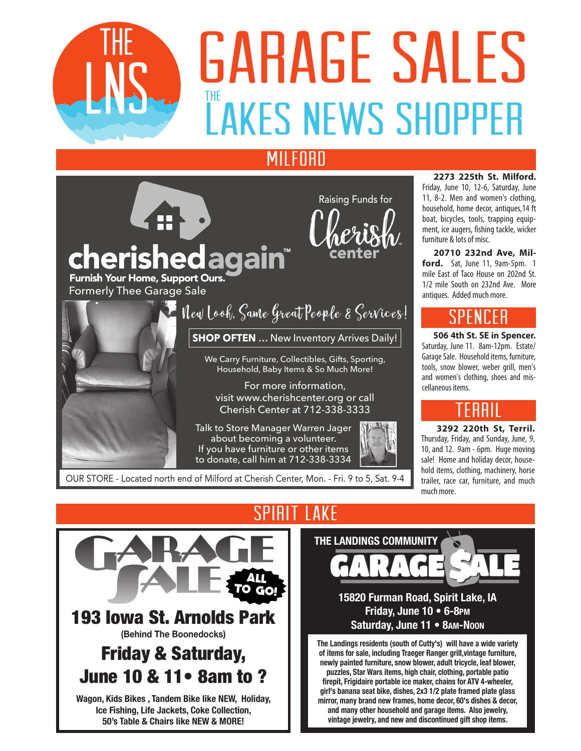# THE LNS GARAGE SALES

## THE LAKES NEWS SHOPPER

## MILFORD

**cherishedagain™**

**Furnish Your Home, Support Ours.**

Formerly Thee Garage Sale

Raising Funds for Cherish center

*New Look, Same Great People & Services!*

**SHOP OFTEN ...** New Inventory Arrives Daily!

We Carry Furniture, Collectibles, Gifts, Sporting, Household, Baby Items & So Much More!

For more information, visit www.cherishcenter.org or call Cherish Center at 712-338-3333

Talk to Store Manager Warren Jager about becoming a volunteer. If you have furniture or other items to donate, call him at 712-338-3334

OUR STORE - Located north end of Milford at Cherish Center, Mon. - Fri. 9 to 5, Sat. 9-4

**2273 225th St. Milford.** Friday, June 10, 12-6, Saturday, June 11, 8-2. Men and women's clothing, household, home decor, antiques,14 ft boat, bicycles, tools, trapping equipment, ice augers, fishing tackle, wicker furniture & lots of misc.

**20710 232nd Ave, Milford.** Sat, June 11, 9am-5pm. 1 mile East of Taco House on 202nd St. 1/2 mile South on 232nd Ave. More antiques. Added much more.

## SPENCER

**506 4th St. SE in Spencer.** Saturday, June 11. 8am-12pm. Estate/Garage Sale. Household items, furniture, tools, snow blower, weber grill, men's and women's clothing, shoes and miscellaneous items.

## TERRIL

**3292 220th St, Terril.** Thursday, Friday, and Sunday, June, 9, 10, and 12. 9am - 6pm. Huge moving sale! Home and holiday decor, household items, clothing, machinery, horse trailer, race car, furniture, and much much more.

## SPIRIT LAKE

**GARAGE SALE** ALL TO GO!

**193 Iowa St. Arnolds Park**

**(Behind The Boonedocks)**

**Friday & Saturday, June 10 & 11• 8am to ?**

**Wagon, Kids Bikes , Tandem Bike like NEW, Holiday, Ice Fishing, Life Jackets, Coke Collection, 50's Table & Chairs like NEW & MORE!**

**THE LANDINGS COMMUNITY GARAGE SALE**

**15820 Furman Road, Spirit Lake, IA**

**Friday, June 10 • 6-8PM**

**Saturday, June 11 • 8AM-NOON**

**The Landings residents (south of Cutty's) will have a wide variety of items for sale, including Traeger Ranger grill,vintage furniture, newly painted furniture, snow blower, adult tricycle, leaf blower, puzzles, Star Wars items, high chair, clothing, portable patio firepit, Frigidaire portable ice maker, chains for ATV 4-wheeler, girl's banana seat bike, dishes, 2x3 1/2 plate framed plate glass mirror, many brand new frames, home decor, 60's dishes & decor, and many other household and garage items. Also jewelry, vintage jewelry, and new and discontinued gift shop items.**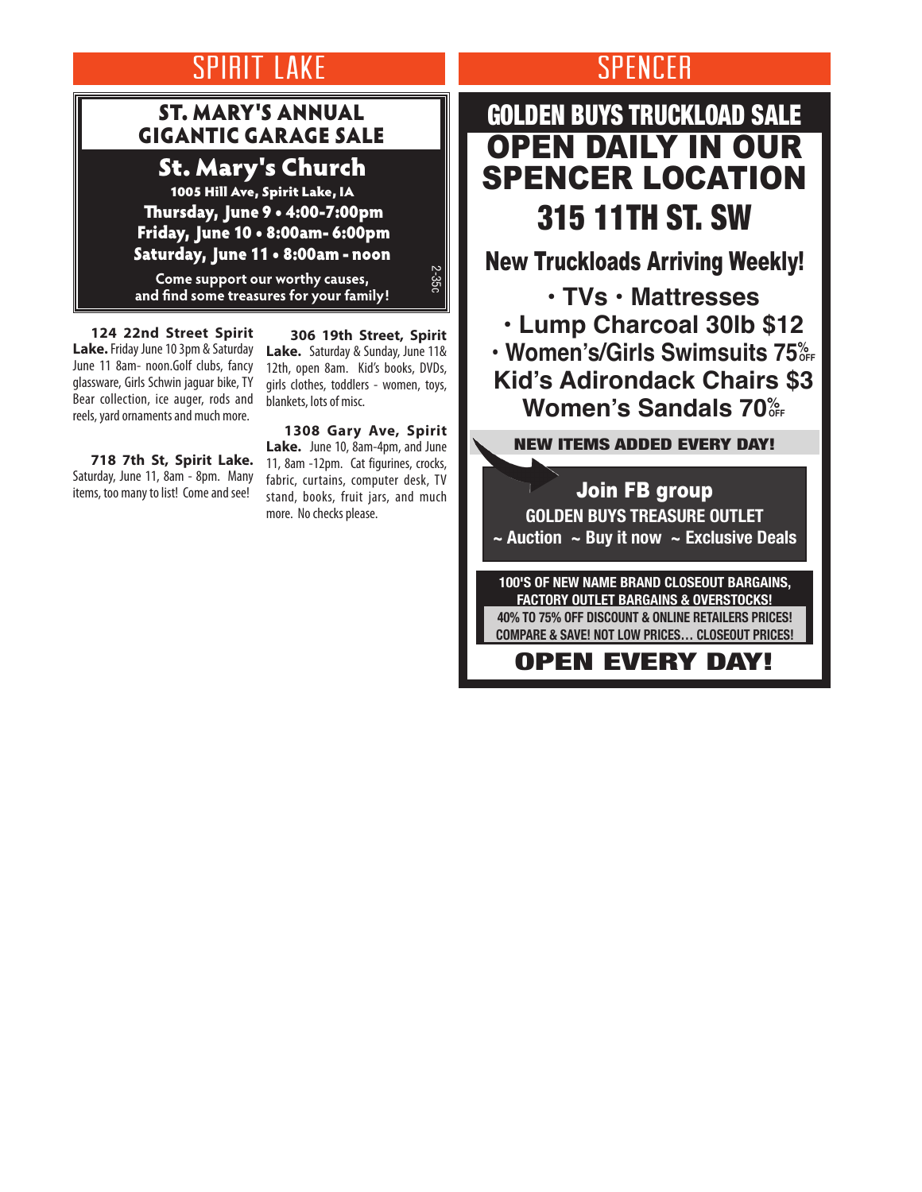# SPIRIT LAKE

## ST. MARY'S ANNUAL GIGANTIC GARAGE SALE

### St. Mary's Church

**1005 Hill Ave, Spirit Lake, IA**

**Thursday, June 9 • 4:00-7:00pm**
**Friday, June 10 • 8:00am- 6:00pm**
**Saturday, June 11 • 8:00am - noon**

**Come support our worthy causes, and find some treasures for your family!**

2-35c

**124 22nd Street Spirit Lake.** Friday June 10 3pm & Saturday June 11 8am- noon.Golf clubs, fancy glassware, Girls Schwin jaguar bike, TY Bear collection, ice auger, rods and reels, yard ornaments and much more.

**718 7th St, Spirit Lake.** Saturday, June 11, 8am - 8pm. Many items, too many to list! Come and see!

**306 19th Street, Spirit Lake.** Saturday & Sunday, June 11& 12th, open 8am. Kid's books, DVDs, girls clothes, toddlers - women, toys, blankets, lots of misc.

**1308 Gary Ave, Spirit Lake.** June 10, 8am-4pm, and June 11, 8am -12pm. Cat figurines, crocks, fabric, curtains, computer desk, TV stand, books, fruit jars, and much more. No checks please.

# SPENCER

## GOLDEN BUYS TRUCKLOAD SALE

## OPEN DAILY IN OUR SPENCER LOCATION

## 315 11TH ST. SW

**New Truckloads Arriving Weekly!**

- **TVs**
- **Mattresses**
- **Lump Charcoal 30lb $12**
- **Women's/Girls Swimsuits 75% OFF**

**Kid's Adirondack Chairs $3**

**Women's Sandals 70% OFF**

**NEW ITEMS ADDED EVERY DAY!**

**Join FB group**
**GOLDEN BUYS TREASURE OUTLET**
**~ Auction ~ Buy it now ~ Exclusive Deals**

**100'S OF NEW NAME BRAND CLOSEOUT BARGAINS, FACTORY OUTLET BARGAINS & OVERSTOCKS!**
**40% TO 75% OFF DISCOUNT & ONLINE RETAILERS PRICES! COMPARE & SAVE! NOT LOW PRICES… CLOSEOUT PRICES!**

## OPEN EVERY DAY!